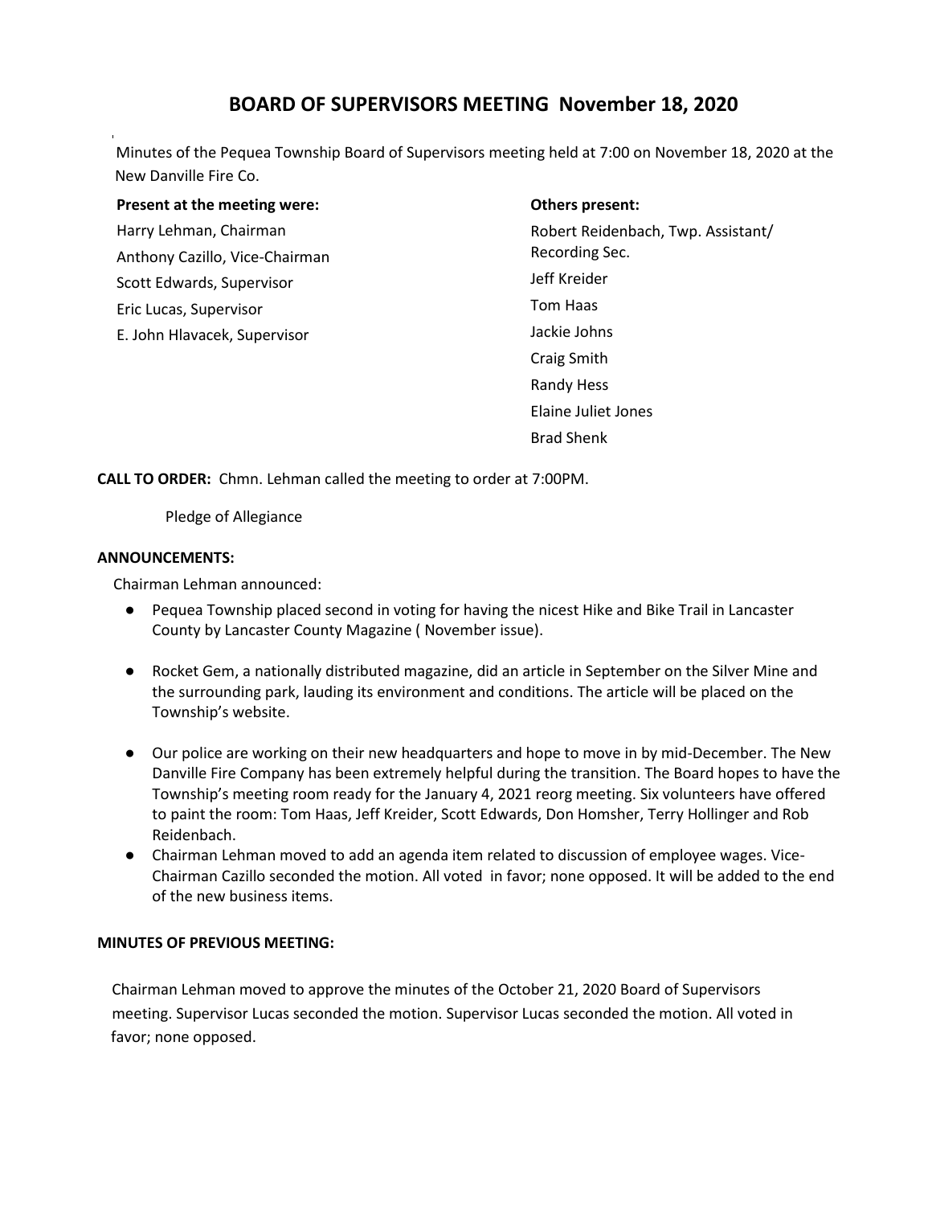# BOARD OF SUPERVISORS MEETING November 18, 2020

Minutes of the Pequea Township Board of Supervisors meeting held at 7:00 on November 18, 2020 at the New Danville Fire Co.

**Present at the meeting were:**

Harry Lehman, Chairman
Anthony Cazillo, Vice-Chairman
Scott Edwards, Supervisor
Eric Lucas, Supervisor
E. John Hlavacek, Supervisor

**Others present:**

Robert Reidenbach, Twp. Assistant/ Recording Sec.
Jeff Kreider
Tom Haas
Jackie Johns
Craig Smith
Randy Hess
Elaine Juliet Jones
Brad Shenk

**CALL TO ORDER:** Chmn. Lehman called the meeting to order at 7:00PM.

Pledge of Allegiance

**ANNOUNCEMENTS:**

Chairman Lehman announced:

- Pequea Township placed second in voting for having the nicest Hike and Bike Trail in Lancaster County by Lancaster County Magazine ( November issue).
- Rocket Gem, a nationally distributed magazine, did an article in September on the Silver Mine and the surrounding park, lauding its environment and conditions. The article will be placed on the Township's website.
- Our police are working on their new headquarters and hope to move in by mid-December. The New Danville Fire Company has been extremely helpful during the transition. The Board hopes to have the Township's meeting room ready for the January 4, 2021 reorg meeting. Six volunteers have offered to paint the room: Tom Haas, Jeff Kreider, Scott Edwards, Don Homsher, Terry Hollinger and Rob Reidenbach.
- Chairman Lehman moved to add an agenda item related to discussion of employee wages. Vice-Chairman Cazillo seconded the motion. All voted in favor; none opposed. It will be added to the end of the new business items.

**MINUTES OF PREVIOUS MEETING:**

Chairman Lehman moved to approve the minutes of the October 21, 2020 Board of Supervisors meeting. Supervisor Lucas seconded the motion. Supervisor Lucas seconded the motion. All voted in favor; none opposed.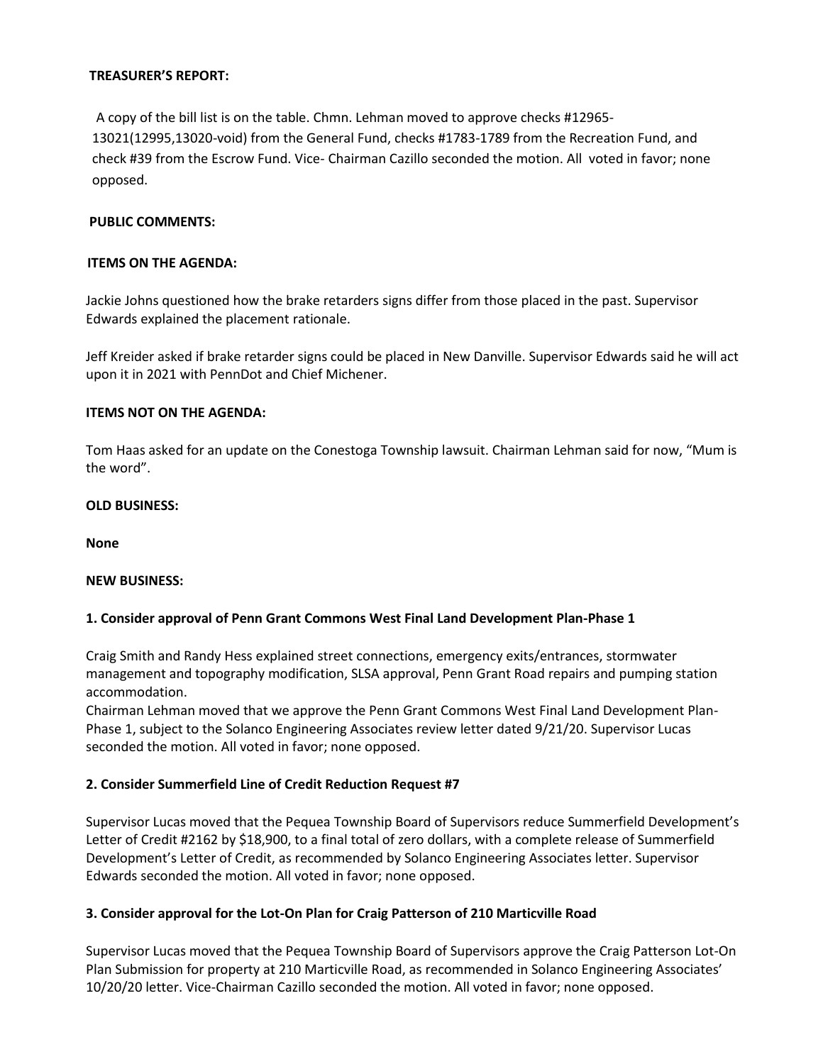**TREASURER'S REPORT:**

A copy of the bill list is on the table. Chmn. Lehman moved to approve checks #12965-13021(12995,13020-void) from the General Fund, checks #1783-1789 from the Recreation Fund, and check #39 from the Escrow Fund. Vice- Chairman Cazillo seconded the motion. All voted in favor; none opposed.

**PUBLIC COMMENTS:**

**ITEMS ON THE AGENDA:**

Jackie Johns questioned how the brake retarders signs differ from those placed in the past. Supervisor Edwards explained the placement rationale.

Jeff Kreider asked if brake retarder signs could be placed in New Danville. Supervisor Edwards said he will act upon it in 2021 with PennDot and Chief Michener.

**ITEMS NOT ON THE AGENDA:**

Tom Haas asked for an update on the Conestoga Township lawsuit. Chairman Lehman said for now, "Mum is the word".

**OLD BUSINESS:**

**None**

**NEW BUSINESS:**

**1. Consider approval of Penn Grant Commons West Final Land Development Plan-Phase 1**

Craig Smith and Randy Hess explained street connections, emergency exits/entrances, stormwater management and topography modification, SLSA approval, Penn Grant Road repairs and pumping station accommodation.
Chairman Lehman moved that we approve the Penn Grant Commons West Final Land Development Plan-Phase 1, subject to the Solanco Engineering Associates review letter dated 9/21/20. Supervisor Lucas seconded the motion. All voted in favor; none opposed.

**2. Consider Summerfield Line of Credit Reduction Request #7**

Supervisor Lucas moved that the Pequea Township Board of Supervisors reduce Summerfield Development's Letter of Credit #2162 by $18,900, to a final total of zero dollars, with a complete release of Summerfield Development's Letter of Credit, as recommended by Solanco Engineering Associates letter. Supervisor Edwards seconded the motion. All voted in favor; none opposed.

**3. Consider approval for the Lot-On Plan for Craig Patterson of 210 Marticville Road**

Supervisor Lucas moved that the Pequea Township Board of Supervisors approve the Craig Patterson Lot-On Plan Submission for property at 210 Marticville Road, as recommended in Solanco Engineering Associates' 10/20/20 letter. Vice-Chairman Cazillo seconded the motion. All voted in favor; none opposed.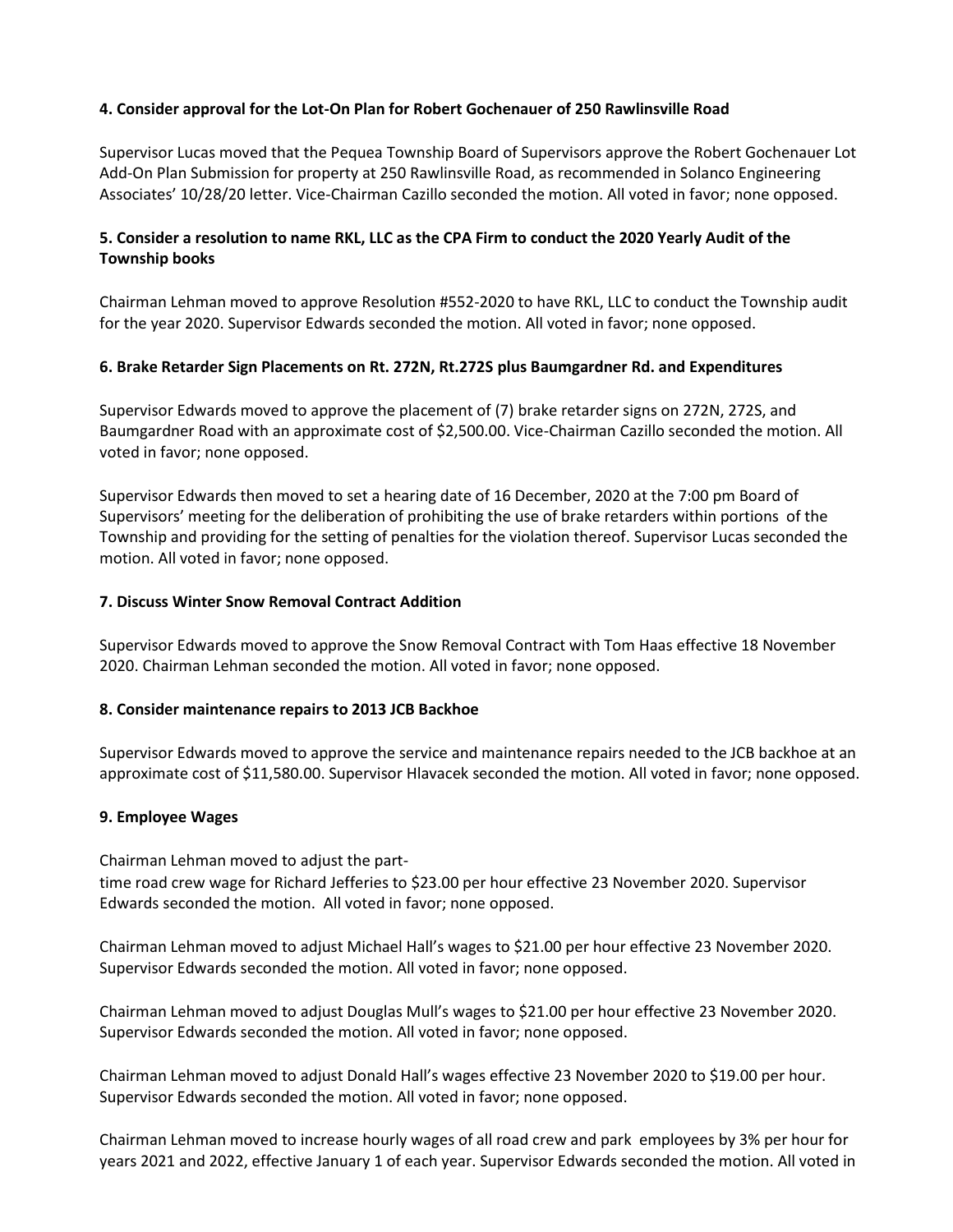**4. Consider approval for the Lot-On Plan for Robert Gochenauer of 250 Rawlinsville Road**

Supervisor Lucas moved that the Pequea Township Board of Supervisors approve the Robert Gochenauer Lot Add-On Plan Submission for property at 250 Rawlinsville Road, as recommended in Solanco Engineering Associates' 10/28/20 letter. Vice-Chairman Cazillo seconded the motion. All voted in favor; none opposed.

**5. Consider a resolution to name RKL, LLC as the CPA Firm to conduct the 2020 Yearly Audit of the Township books**

Chairman Lehman moved to approve Resolution #552-2020 to have RKL, LLC to conduct the Township audit for the year 2020. Supervisor Edwards seconded the motion. All voted in favor; none opposed.

**6. Brake Retarder Sign Placements on Rt. 272N, Rt.272S plus Baumgardner Rd. and Expenditures**

Supervisor Edwards moved to approve the placement of (7) brake retarder signs on 272N, 272S, and Baumgardner Road with an approximate cost of $2,500.00. Vice-Chairman Cazillo seconded the motion. All voted in favor; none opposed.

Supervisor Edwards then moved to set a hearing date of 16 December, 2020 at the 7:00 pm Board of Supervisors' meeting for the deliberation of prohibiting the use of brake retarders within portions of the Township and providing for the setting of penalties for the violation thereof. Supervisor Lucas seconded the motion. All voted in favor; none opposed.

**7. Discuss Winter Snow Removal Contract Addition**

Supervisor Edwards moved to approve the Snow Removal Contract with Tom Haas effective 18 November 2020. Chairman Lehman seconded the motion. All voted in favor; none opposed.

**8. Consider maintenance repairs to 2013 JCB Backhoe**

Supervisor Edwards moved to approve the service and maintenance repairs needed to the JCB backhoe at an approximate cost of $11,580.00. Supervisor Hlavacek seconded the motion. All voted in favor; none opposed.

**9. Employee Wages**

Chairman Lehman moved to adjust the part-time road crew wage for Richard Jefferies to $23.00 per hour effective 23 November 2020. Supervisor Edwards seconded the motion. All voted in favor; none opposed.

Chairman Lehman moved to adjust Michael Hall's wages to $21.00 per hour effective 23 November 2020. Supervisor Edwards seconded the motion. All voted in favor; none opposed.

Chairman Lehman moved to adjust Douglas Mull's wages to $21.00 per hour effective 23 November 2020. Supervisor Edwards seconded the motion. All voted in favor; none opposed.

Chairman Lehman moved to adjust Donald Hall's wages effective 23 November 2020 to $19.00 per hour. Supervisor Edwards seconded the motion. All voted in favor; none opposed.

Chairman Lehman moved to increase hourly wages of all road crew and park employees by 3% per hour for years 2021 and 2022, effective January 1 of each year. Supervisor Edwards seconded the motion. All voted in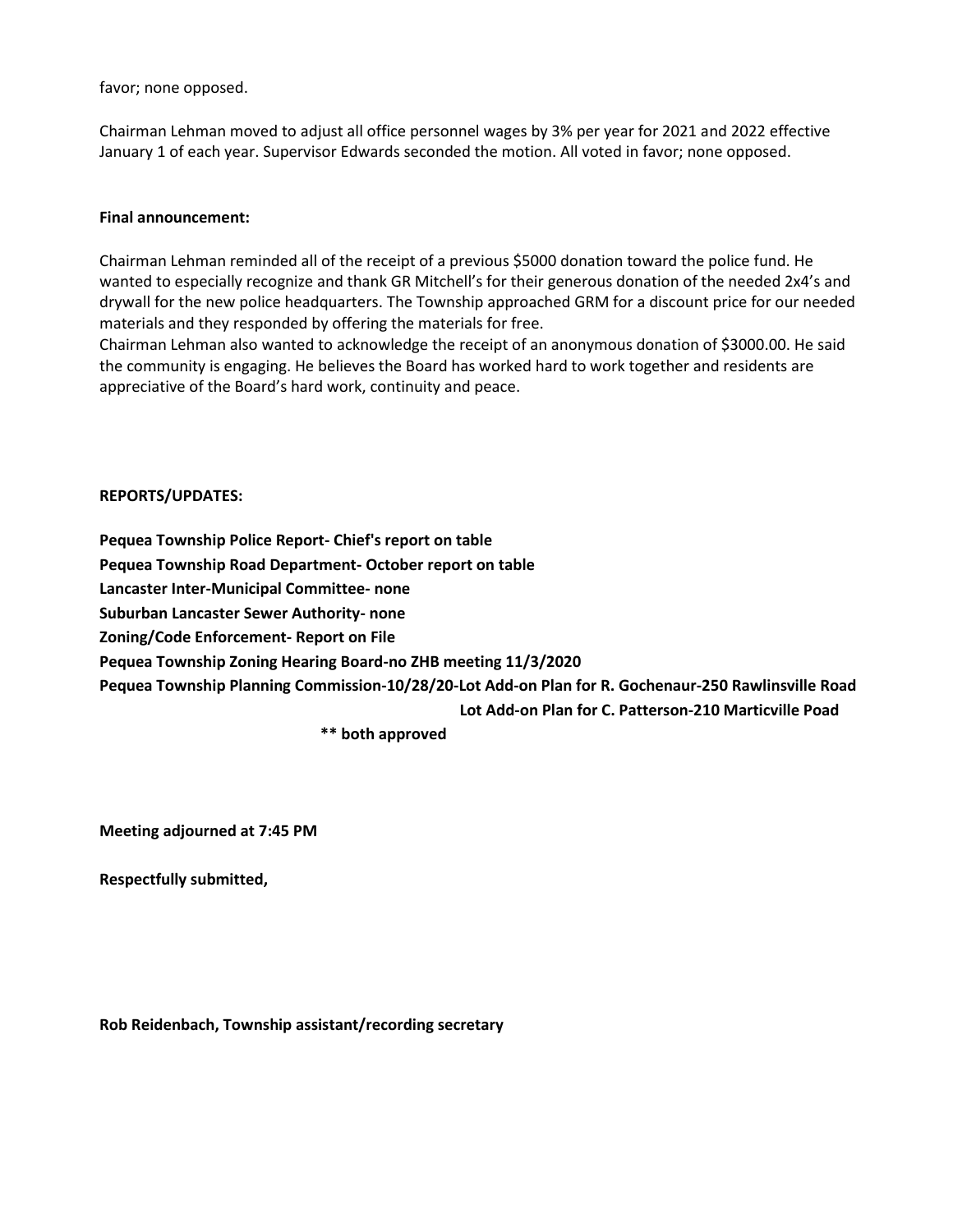favor; none opposed.

Chairman Lehman moved to adjust all office personnel wages by 3% per year for 2021 and 2022 effective January 1 of each year. Supervisor Edwards seconded the motion. All voted in favor; none opposed.

**Final announcement:**

Chairman Lehman reminded all of the receipt of a previous $5000 donation toward the police fund. He wanted to especially recognize and thank GR Mitchell's for their generous donation of the needed 2x4's and drywall for the new police headquarters. The Township approached GRM for a discount price for our needed materials and they responded by offering the materials for free.
Chairman Lehman also wanted to acknowledge the receipt of an anonymous donation of $3000.00. He said the community is engaging. He believes the Board has worked hard to work together and residents are appreciative of the Board's hard work, continuity and peace.

**REPORTS/UPDATES:**

**Pequea Township Police Report- Chief's report on table**
**Pequea Township Road Department- October report on table**
**Lancaster Inter-Municipal Committee- none**
**Suburban Lancaster Sewer Authority- none**
**Zoning/Code Enforcement- Report on File**
**Pequea Township Zoning Hearing Board-no ZHB meeting 11/3/2020**
**Pequea Township Planning Commission-10/28/20-Lot Add-on Plan for R. Gochenaur-250 Rawlinsville Road**
**Lot Add-on Plan for C. Patterson-210 Marticville Poad**
**\*\* both approved**

**Meeting adjourned at 7:45 PM**

**Respectfully submitted,**

**Rob Reidenbach, Township assistant/recording secretary**